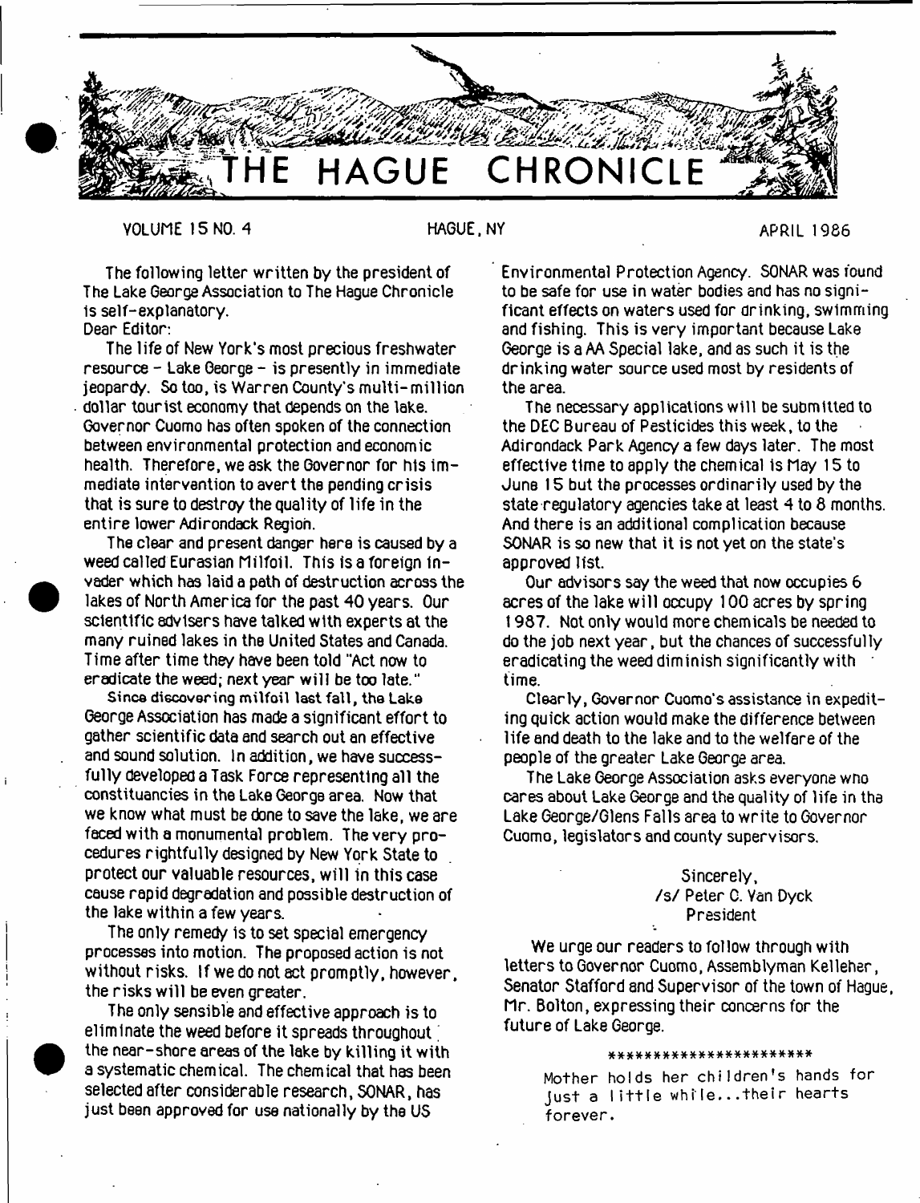# THE HAGUE CHRONICLE

VOLUME 15 NO. 4 HAGUE, NY APRIL 1986

The following letter written by the president of The Lake George Association to The Hague Chronicle is self-explanatory.

Dear Editor:

The life of New York's most precious freshwater resource - Lake George - is presently in immediate jeopardy. So too, is Warren County's multi-million dollar tourist economy that depends on the lake. Governor Cuomo has often spoken of the connection between environmental protection and economic health. Therefore, we ask the Governor for his immediate intervention to avert the pending crisis that is sure to destroy the quality of life in the entire lower Adirondack Region.

The clear and present danger here is caused by a weed called Eurasian Milfoil. This is a foreign invader which has laid a path of destruction across the lakes of North America for the past 40 years. Our scientific advisers have talked with experts at the many ruined lakes in the United States and Canada. Time after time they have been told "Act now to eradicate the weed; next year will be too late."

Since discovering milfoil last fall, the Lake George Association has made a significant effort to gather scientific data and search out an effective and sound solution. In addition, we have successfully developed a Task Force representing all the constituancies in the Lake George area. Now that we know what must be done to save the lake, we are faced with a monumental problem. The very procedures rightfully designed by New York State to protect our valuable resources, will in this case cause rapid degradation and possible destruction of the lake within a few years.

The only remedy is to set special emergency processes into motion. The proposed action is not without risks. If we do not act promptly, however, the risks will be even greater.

The only sensible and effective approach is to eliminate the weed before it spreads throughout the near-shore areas of the lake by killing it with a systematic chemical. The chemical that has been selected after considerable research, SONAR, has just been approved for use nationally by the US Environmental Protection Agency. SONAR was found to be safe for use in water bodies and has no significant effects on waters used for drinking, swimming and fishing. This is very important because Lake George is a AA Special lake, and as such it is the drinking water source used most by residents of the area.

The necessary applications will be submitted to the DEC Bureau of Pesticides this week, to the Adirondack Park Agency a few days later. The most effective time to apply the chemical is May 15 to June 15 but the processes ordinarily used by the state regulatory agencies take at least 4 to 8 months. And there is an additional complication because SONAR is so new that it is not yet on the state's approved list.

Our advisors say the weed that now occupies 6 acres of the lake will occupy 100 acres by spring 1987. Not only would more chemicals be needed to do the job next year, but the chances of successfully eradicating the weed diminish significantly with time.

Clearly, Governor Cuomo's assistance in expediting quick action would make the difference between life and death to the lake and to the welfare of the people of the greater Lake George area.

The Lake George Association asks everyone who cares about Lake George and the quality of life in the Lake George/Glens Falls area to write to Governor Cuomo, legislators and county supervisors.

Sincerely,
/s/ Peter C. Van Dyck
President

We urge our readers to follow through with letters to Governor Cuomo, Assemblyman Kelleher, Senator Stafford and Supervisor of the town of Hague, Mr. Bolton, expressing their concerns for the future of Lake George.

\*\*\*\*\*\*\*\*\*\*\*\*\*\*\*\*\*\*\*\*\*\*\*

Mother holds her children's hands for just a little while...their hearts forever.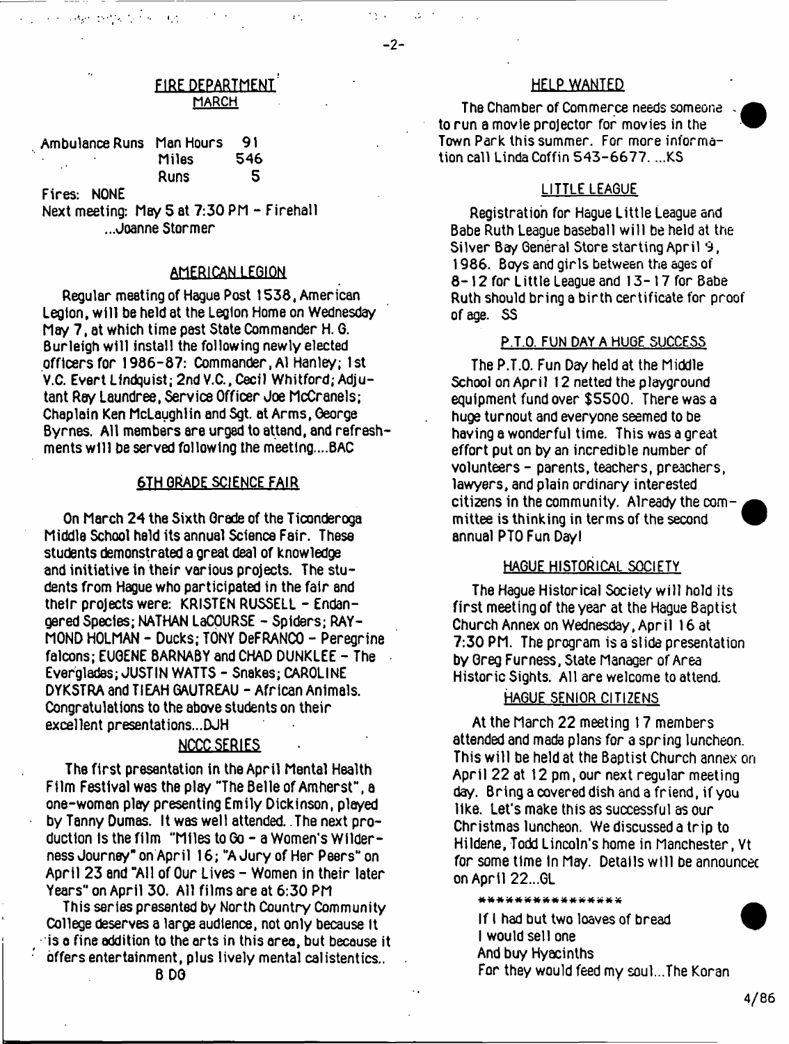## FIRE DEPARTMENT
### MARCH

| Ambulance Runs | | |
|---|---|---|
| | Man Hours | 91 |
| | Miles | 546 |
| | Runs | 5 |

Fires: NONE

Next meeting: May 5 at 7:30 PM - Firehall
...Joanne Stormer

## AMERICAN LEGION

Regular meeting of Hague Post 1538, American Legion, will be held at the Legion Home on Wednesday May 7, at which time past State Commander H. G. Burleigh will install the following newly elected officers for 1986-87: Commander, Al Hanley; 1st V.C. Evert Lindquist; 2nd V.C., Cecil Whitford; Adjutant Ray Laundree, Service Officer Joe McCranels; Chaplain Ken McLaughlin and Sgt. at Arms, George Byrnes. All members are urged to attend, and refreshments will be served following the meeting....BAC

## 6TH GRADE SCIENCE FAIR

On March 24 the Sixth Grade of the Ticonderoga Middle School held its annual Science Fair. These students demonstrated a great deal of knowledge and initiative in their various projects. The students from Hague who participated in the fair and their projects were: KRISTEN RUSSELL - Endangered Species; NATHAN LaCOURSE - Spiders; RAYMOND HOLMAN - Ducks; TONY DeFRANCO - Peregrine falcons; EUGENE BARNABY and CHAD DUNKLEE - The Everglades; JUSTIN WATTS - Snakes; CAROLINE DYKSTRA and TIEAH GAUTREAU - African Animals. Congratulations to the above students on their excellent presentations...DJH

## NCCC SERIES

The first presentation in the April Mental Health Film Festival was the play "The Belle of Amherst", a one-women play presenting Emily Dickinson, played by Tanny Dumas. It was well attended. The next production is the film "Miles to Go - a Women's Wilderness Journey" on April 16; "A Jury of Her Peers" on April 23 and "All of Our Lives - Women in their later Years" on April 30. All films are at 6:30 PM

This series presented by North Country Community College deserves a large audience, not only because it is a fine addition to the arts in this area, but because it offers entertainment, plus lively mental calistentics..

B DG

## HELP WANTED

The Chamber of Commerce needs someone to run a movie projector for movies in the Town Park this summer. For more information call Linda Coffin 543-6677. ...KS

## LITTLE LEAGUE

Registration for Hague Little League and Babe Ruth League baseball will be held at the Silver Bay General Store starting April 9, 1986. Boys and girls between the ages of 8-12 for Little League and 13-17 for Babe Ruth should bring a birth certificate for proof of age. SS

## P.T.O. FUN DAY A HUGE SUCCESS

The P.T.O. Fun Day held at the Middle School on April 12 netted the playground equipment fund over $5500. There was a huge turnout and everyone seemed to be having a wonderful time. This was a great effort put on by an incredible number of volunteers - parents, teachers, preachers, lawyers, and plain ordinary interested citizens in the community. Already the committee is thinking in terms of the second annual PTO Fun Day!

## HAGUE HISTORICAL SOCIETY

The Hague Historical Society will hold its first meeting of the year at the Hague Baptist Church Annex on Wednesday, April 16 at 7:30 PM. The program is a slide presentation by Greg Furness, State Manager of Area Historic Sights. All are welcome to attend.

## HAGUE SENIOR CITIZENS

At the March 22 meeting 17 members attended and made plans for a spring luncheon. This will be held at the Baptist Church annex on April 22 at 12 pm, our next regular meeting day. Bring a covered dish and a friend, if you like. Let's make this as successful as our Christmas luncheon. We discussed a trip to Hildene, Todd Lincoln's home in Manchester, Vt for some time in May. Details will be announced on April 22...GL

****************

If I had but two loaves of bread
I would sell one
And buy Hyacinths
For they would feed my soul...The Koran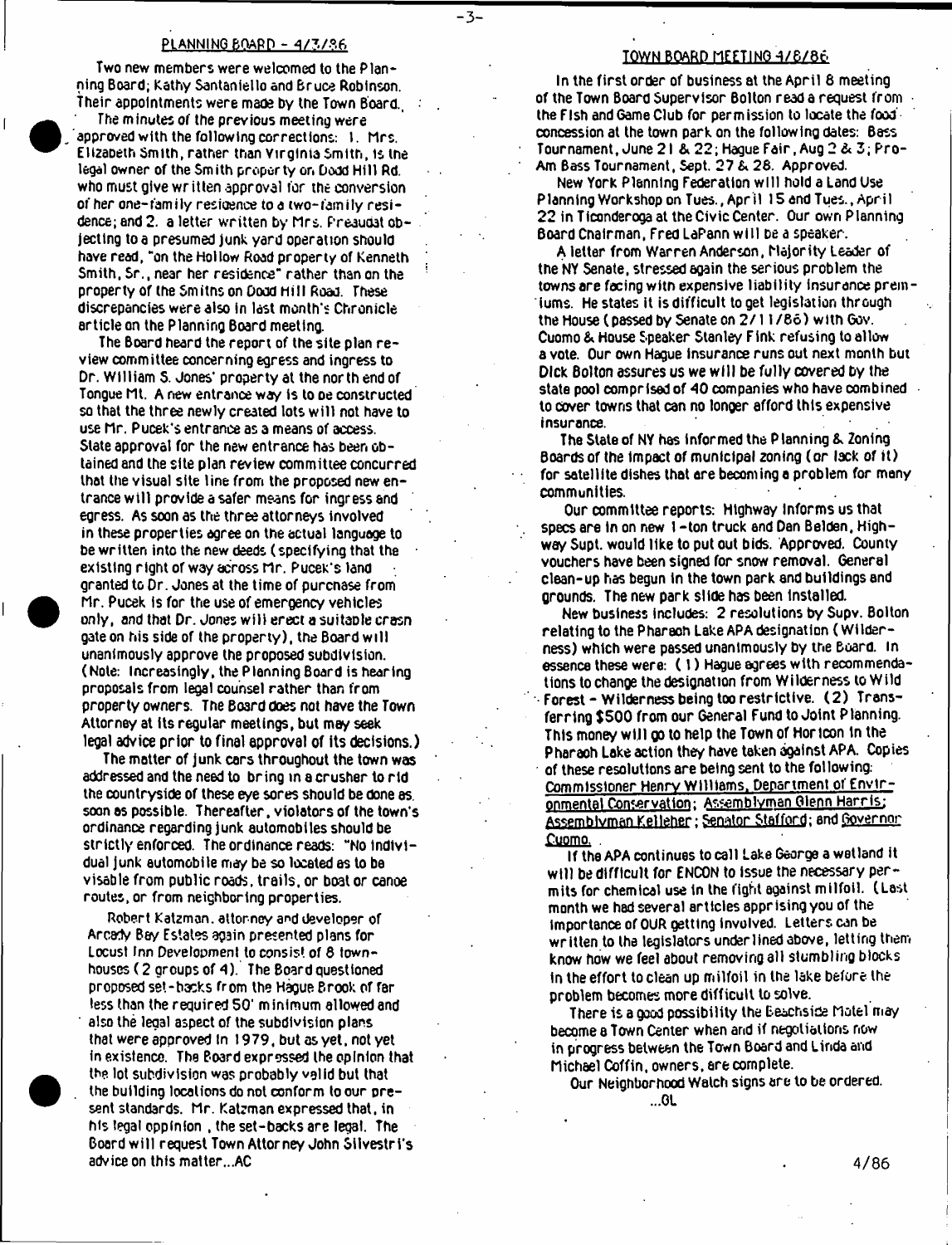## PLANNING BOARD - 4/3/86

Two new members were welcomed to the Planning Board; Kathy Santaniello and Bruce Robinson. Their appointments were made by the Town Board.

The minutes of the previous meeting were approved with the following corrections: 1. Mrs. Elizabeth Smith, rather than Virginia Smith, is the legal owner of the Smith property on Dodd Hill Rd. who must give written approval for the conversion of her one-family residence to a two-family residence; and 2. a letter written by Mrs. Freaudat objecting to a presumed junk yard operation should have read, "on the Hollow Road property of Kenneth Smith, Sr., near her residence" rather than on the property of the Smiths on Dodd Hill Road. These discrepancies were also in last month's Chronicle article on the Planning Board meeting.

The Board heard the report of the site plan review committee concerning egress and ingress to Dr. William S. Jones' property at the north end of Tongue Mt. A new entrance way is to be constructed so that the three newly created lots will not have to use Mr. Pucek's entrance as a means of access. State approval for the new entrance has been obtained and the site plan review committee concurred that the visual site line from the proposed new entrance will provide a safer means for ingress and egress. As soon as the three attorneys involved in these properties agree on the actual language to be written into the new deeds (specifying that the existing right of way across Mr. Pucek's land granted to Dr. Jones at the time of purchase from Mr. Pucek is for the use of emergency vehicles only, and that Dr. Jones will erect a suitable crash gate on his side of the property), the Board will unanimously approve the proposed subdivision. (Note: Increasingly, the Planning Board is hearing proposals from legal counsel rather than from property owners. The Board does not have the Town Attorney at its regular meetings, but may seek legal advice prior to final approval of its decisions.)

The matter of junk cars throughout the town was addressed and the need to bring in a crusher to rid the countryside of these eye sores should be done as soon as possible. Thereafter, violators of the town's ordinance regarding junk automobiles should be strictly enforced. The ordinance reads: "No individual junk automobile may be so located as to be visable from public roads, trails, or boat or canoe routes, or from neighboring properties.

Robert Katzman, attorney and developer of Arcady Bay Estates again presented plans for Locust Inn Development to consist of 8 townhouses (2 groups of 4). The Board questioned proposed set-backs from the Hague Brook of far less than the required 50' minimum allowed and also the legal aspect of the subdivision plans that were approved in 1979, but as yet, not yet in existence. The Board expressed the opinion that the lot subdivision was probably valid but that the building locations do not conform to our present standards. Mr. Katzman expressed that, in his legal oppinion, the set-backs are legal. The Board will request Town Attorney John Silvestri's advice on this matter...AC

## TOWN BOARD MEETING 4/8/86

In the first order of business at the April 8 meeting of the Town Board Supervisor Bolton read a request from the Fish and Game Club for permission to locate the food concession at the town park on the following dates: Bass Tournament, June 21 & 22; Hague Fair, Aug 2 & 3; Pro-Am Bass Tournament, Sept. 27 & 28. Approved.

New York Planning Federation will hold a Land Use Planning Workshop on Tues., April 15 and Tues., April 22 in Ticonderoga at the Civic Center. Our own Planning Board Chairman, Fred LaPann will be a speaker.

A letter from Warren Anderson, Majority Leader of the NY Senate, stressed again the serious problem the towns are facing with expensive liability insurance premiums. He states it is difficult to get legislation through the House (passed by Senate on 2/11/86) with Gov. Cuomo & House Speaker Stanley Fink refusing to allow a vote. Our own Hague insurance runs out next month but Dick Bolton assures us we will be fully covered by the state pool comprised of 40 companies who have combined to cover towns that can no longer afford this expensive insurance.

The State of NY has informed the Planning & Zoning Boards of the impact of municipal zoning (or lack of it) for satellite dishes that are becoming a problem for many communities.

Our committee reports: Highway informs us that specs are in on new 1-ton truck and Dan Belden, Highway Supt. would like to put out bids. Approved. County vouchers have been signed for snow removal. General clean-up has begun in the town park and buildings and grounds. The new park slide has been installed.

New business includes: 2 resolutions by Supv. Bolton relating to the Pharaoh Lake APA designation (Wilderness) which were passed unanimously by the Board. In essence these were: (1) Hague agrees with recommendations to change the designation from Wilderness to Wild Forest - Wilderness being too restrictive. (2) Transferring $500 from our General Fund to Joint Planning. This money will go to help the Town of Horicon in the Pharaoh Lake action they have taken against APA. Copies of these resolutions are being sent to the following: Commissioner Henry Williams, Department of Environmental Conservation; Assemblyman Glenn Harris; Assemblyman Kelleher; Senator Stafford; and Governor Cuomo.

If the APA continues to call Lake George a wetland it will be difficult for ENCON to issue the necessary permits for chemical use in the fight against milfoil. (Last month we had several articles apprising you of the importance of OUR getting involved. Letters can be written to the legislators underlined above, letting them know how we feel about removing all stumbling blocks in the effort to clean up milfoil in the lake before the problem becomes more difficult to solve.

There is a good possibility the Beachside Motel may become a Town Center when and if negotiations now in progress between the Town Board and Linda and Michael Coffin, owners, are complete.

Our Neighborhood Watch signs are to be ordered.

...GL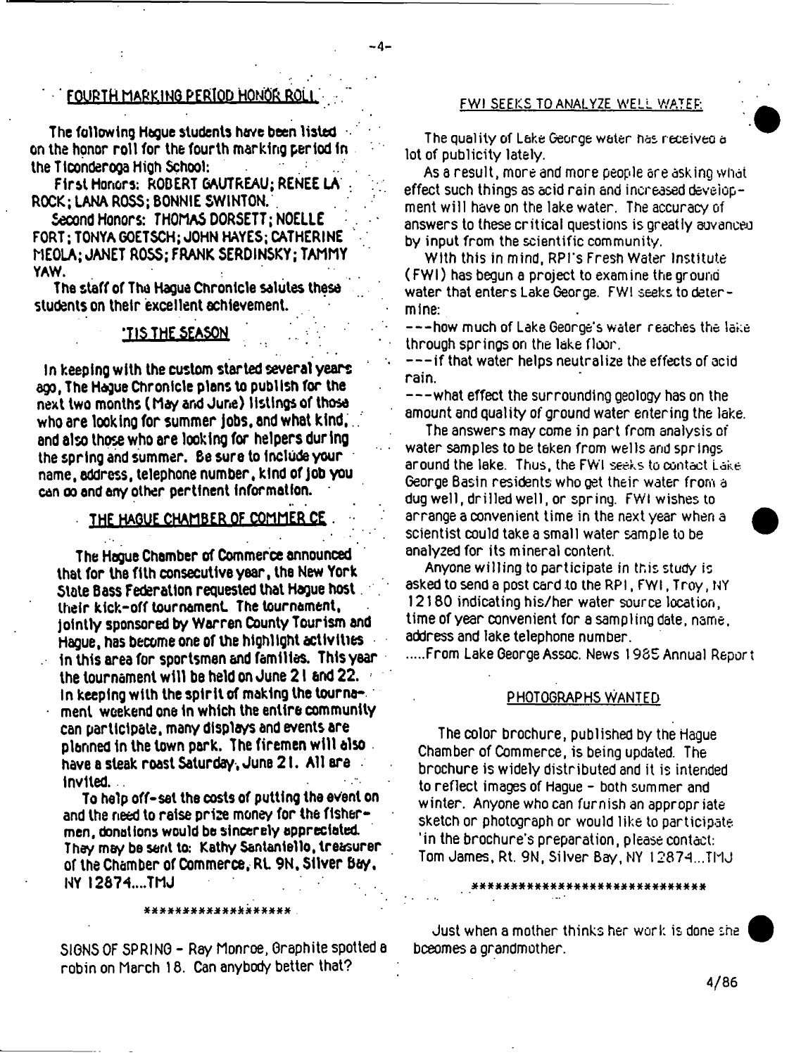## FOURTH MARKING PERIOD HONOR ROLL

The following Hague students have been listed on the honor roll for the fourth marking period in the Ticonderoga High School:

First Honors: ROBERT GAUTREAU; RENEE LA ROCK; LANA ROSS; BONNIE SWINTON.

Second Honors: THOMAS DORSETT; NOELLE FORT; TONYA GOETSCH; JOHN HAYES; CATHERINE MEOLA; JANET ROSS; FRANK SERDINSKY; TAMMY YAW.

The staff of The Hague Chronicle salutes these students on their excellent achievement.

## 'TIS THE SEASON

In keeping with the custom started several years ago, The Hague Chronicle plans to publish for the next two months (May and June) listings of those who are looking for summer jobs, and what kind, and also those who are looking for helpers during the spring and summer. Be sure to include your name, address, telephone number, kind of job you can do and any other pertinent information.

## THE HAGUE CHAMBER OF COMMERCE

The Hague Chamber of Commerce announced that for the fith consecutive year, the New York State Bass Federation requested that Hague host their kick-off tournament. The tournament, jointly sponsored by Warren County Tourism and Hague, has become one of the highlight activities in this area for sportsmen and families. This year the tournament will be held on June 21 and 22. In keeping with the spirit of making the tournament weekend one in which the entire community can participate, many displays and events are planned in the town park. The firemen will also have a steak roast Saturday, June 21. All are invited.

To help off-set the costs of putting the event on and the need to raise prize money for the fishermen, donations would be sincerely appreciated. They may be sent to: Kathy Santaniello, treasurer of the Chamber of Commerce, Rt. 9N, Silver Bay, NY 12874....TMJ

*******************

SIGNS OF SPRING - Ray Monroe, Graphite spotted a robin on March 18. Can anybody better that?

## FWI SEEKS TO ANALYZE WELL WATER

The quality of Lake George water has received a lot of publicity lately.

As a result, more and more people are asking what effect such things as acid rain and increased development will have on the lake water. The accuracy of answers to these critical questions is greatly advanced by input from the scientific community.

With this in mind, RPI's Fresh Water Institute (FWI) has begun a project to examine the ground water that enters Lake George. FWI seeks to determine:

---how much of Lake George's water reaches the lake through springs on the lake floor.

---if that water helps neutralize the effects of acid rain.

---what effect the surrounding geology has on the amount and quality of ground water entering the lake.

The answers may come in part from analysis of water samples to be taken from wells and springs around the lake. Thus, the FWI seeks to contact Lake George Basin residents who get their water from a dug well, drilled well, or spring. FWI wishes to arrange a convenient time in the next year when a scientist could take a small water sample to be analyzed for its mineral content.

Anyone willing to participate in this study is asked to send a post card to the RPI, FWI, Troy, NY 12180 indicating his/her water source location, time of year convenient for a sampling date, name, address and lake telephone number.

.....From Lake George Assoc. News 1985 Annual Report

## PHOTOGRAPHS WANTED

The color brochure, published by the Hague Chamber of Commerce, is being updated. The brochure is widely distributed and it is intended to reflect images of Hague - both summer and winter. Anyone who can furnish an appropriate sketch or photograph or would like to participate in the brochure's preparation, please contact: Tom James, Rt. 9N, Silver Bay, NY 12874...TMJ

******************************

Just when a mother thinks her work is done she bceomes a grandmother.

4/86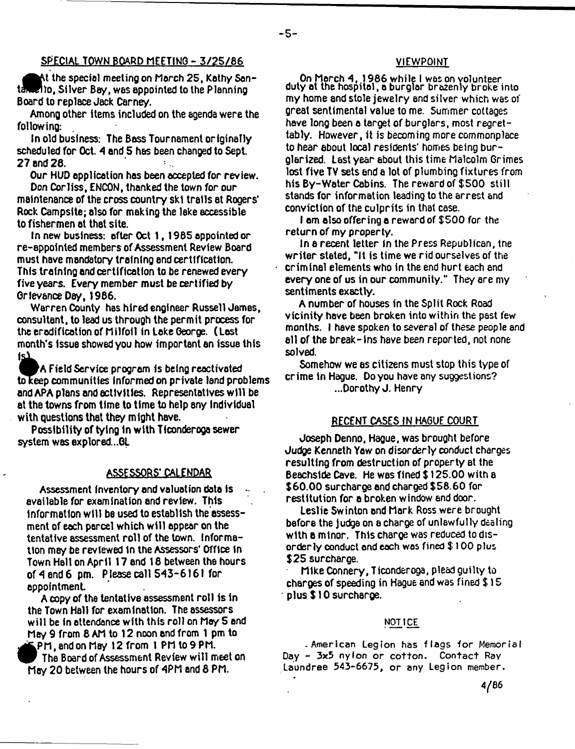## SPECIAL TOWN BOARD MEETING - 3/25/86

At the special meeting on March 25, Kathy Santaniello, Silver Bay, was appointed to the Planning Board to replace Jack Carney.

Among other items included on the agenda were the following:

In old business: The Bass Tournament originally scheduled for Oct. 4 and 5 has been changed to Sept. 27 and 28.

Our HUD application has been accepted for review.

Don Corliss, ENCON, thanked the town for our maintenance of the cross country ski trails at Rogers' Rock Campsite; also for making the lake accessible to fishermen at that site.

In new business: after Oct 1, 1985 appointed or re-appointed members of Assessment Review Board must have mandatory training and certification. This training and certification to be renewed every five years. Every member must be certified by Grievance Day, 1986.

Warren County has hired engineer Russell James, consultant, to lead us through the permit process for the eradification of Milfoil in Lake George. (Last month's issue showed you how important an issue this is.)

A Field Service program is being reactivated to keep communities informed on private land problems and APA plans and activities. Representatives will be at the towns from time to time to help any individual with questions that they might have.

Possibility of tying in with Ticonderoga sewer system was explored...GL

## ASSESSORS' CALENDAR

Assessment inventory and valuation data is available for examination and review. This information will be used to establish the assessment of each parcel which will appear on the tentative assessment roll of the town. Information may be reviewed in the Assessors' Office in Town Hall on April 17 and 18 between the hours of 4 and 6 pm. Please call 543-6161 for appointment.

A copy of the tentative assessment roll is in the Town Hall for examination. The assessors will be in attendance with this roll on May 5 and May 9 from 8 AM to 12 noon and from 1 pm to 5 PM, and on May 12 from 1 PM to 9 PM.

The Board of Assessment Review will meet on May 20 between the hours of 4PM and 8 PM.

## VIEWPOINT

On March 4, 1986 while I was on volunteer duty at the hospital, a burglar brazenly broke into my home and stole jewelry and silver which was of great sentimental value to me. Summer cottages have long been a target of burglars, most regrettably. However, it is becoming more commonplace to hear about local residents' homes being burglarized. Last year about this time Malcolm Grimes lost five TV sets and a lot of plumbing fixtures from his By-Water Cabins. The reward of $500 still stands for information leading to the arrest and conviction of the culprits in that case.

I am also offering a reward of $500 for the return of my property.

In a recent letter in the Press Republican, the writer stated, "It is time we rid ourselves of the criminal elements who in the end hurt each and every one of us in our community." They are my sentiments exactly.

A number of houses in the Split Rock Road vicinity have been broken into within the past few months. I have spoken to several of these people and all of the break-ins have been reported, not none solved.

Somehow we as citizens must stop this type of crime in Hague. Do you have any suggestions?

...Dorothy J. Henry

## RECENT CASES IN HAGUE COURT

Joseph Denno, Hague, was brought before Judge Kenneth Yaw on disorderly conduct charges resulting from destruction of property at the Beachside Cave. He was fined $125.00 with a $60.00 surcharge and charged $58.60 for restitution for a broken window and door.

Leslie Swinton and Mark Ross were brought before the judge on a charge of unlawfully dealing with a minor. This charge was reduced to disorderly conduct and each was fined $100 plus $25 surcharge.

Mike Connery, Ticonderoga, plead guilty to charges of speeding in Hague and was fined $15 plus $10 surcharge.

## NOTICE

. American Legion has flags for Memorial Day - 3x5 nylon or cotton. Contact Ray Laundree 543-6675, or any Legion member.

4/86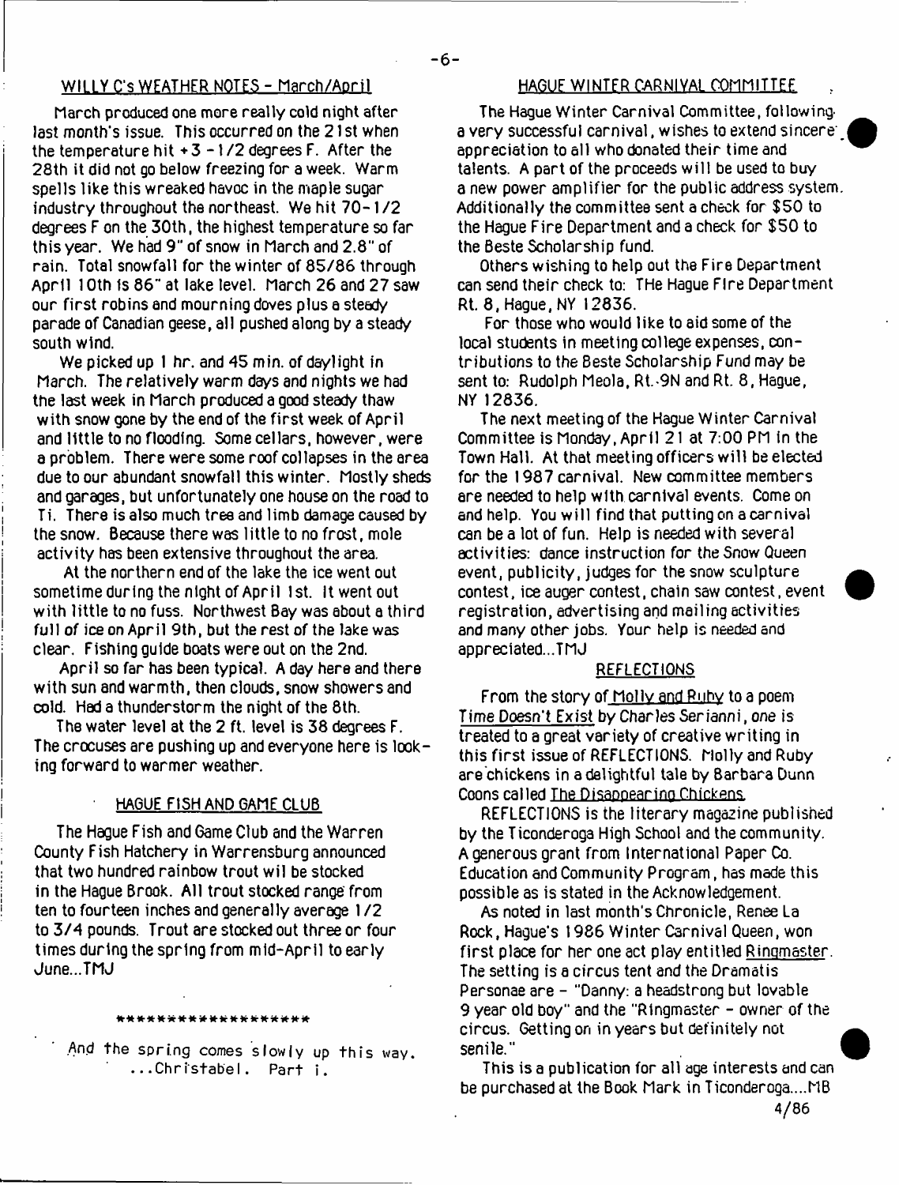## WILLY C's WEATHER NOTES - March/April

March produced one more really cold night after last month's issue. This occurred on the 21st when the temperature hit +3 -1/2 degrees F. After the 28th it did not go below freezing for a week. Warm spells like this wreaked havoc in the maple sugar industry throughout the northeast. We hit 70-1/2 degrees F on the 30th, the highest temperature so far this year. We had 9" of snow in March and 2.8" of rain. Total snowfall for the winter of 85/86 through April 10th is 86" at lake level. March 26 and 27 saw our first robins and mourning doves plus a steady parade of Canadian geese, all pushed along by a steady south wind.

We picked up 1 hr. and 45 min. of daylight in March. The relatively warm days and nights we had the last week in March produced a good steady thaw with snow gone by the end of the first week of April and little to no flooding. Some cellars, however, were a problem. There were some roof collapses in the area due to our abundant snowfall this winter. Mostly sheds and garages, but unfortunately one house on the road to Ti. There is also much tree and limb damage caused by the snow. Because there was little to no frost, mole activity has been extensive throughout the area.

At the northern end of the lake the ice went out sometime during the night of April 1st. It went out with little to no fuss. Northwest Bay was about a third full of ice on April 9th, but the rest of the lake was clear. Fishing guide boats were out on the 2nd.

April so far has been typical. A day here and there with sun and warmth, then clouds, snow showers and cold. Had a thunderstorm the night of the 8th.

The water level at the 2 ft. level is 38 degrees F. The crocuses are pushing up and everyone here is looking forward to warmer weather.

## HAGUE FISH AND GAME CLUB

The Hague Fish and Game Club and the Warren County Fish Hatchery in Warrensburg announced that two hundred rainbow trout wil be stocked in the Hague Brook. All trout stocked range from ten to fourteen inches and generally average 1/2 to 3/4 pounds. Trout are stocked out three or four times during the spring from mid-April to early June...TMJ

\*\*\*\*\*\*\*\*\*\*\*\*\*\*\*\*\*\*\*

And the spring comes slowly up this way.
...Christabel. Part i.

## HAGUE WINTER CARNIVAL COMMITTEE

The Hague Winter Carnival Committee, following a very successful carnival, wishes to extend sincere appreciation to all who donated their time and talents. A part of the proceeds will be used to buy a new power amplifier for the public address system. Additionally the committee sent a check for $50 to the Hague Fire Department and a check for $50 to the Beste Scholarship fund.

Others wishing to help out the Fire Department can send their check to: THe Hague FIre Department Rt. 8, Hague, NY 12836.

For those who would like to aid some of the local students in meeting college expenses, contributions to the Beste Scholarship Fund may be sent to: Rudolph Meola, Rt. 9N and Rt. 8, Hague, NY 12836.

The next meeting of the Hague Winter Carnival Committee is Monday, April 21 at 7:00 PM in the Town Hall. At that meeting officers will be elected for the 1987 carnival. New committee members are needed to help with carnival events. Come on and help. You will find that putting on a carnival can be a lot of fun. Help is needed with several activities: dance instruction for the Snow Queen event, publicity, judges for the snow sculpture contest, ice auger contest, chain saw contest, event registration, advertising and mailing activities and many other jobs. Your help is needed and appreciated...TMJ

## REFLECTIONS

From the story of Molly and Ruby to a poem Time Doesn't Exist by Charles Serianni, one is treated to a great variety of creative writing in this first issue of REFLECTIONS. Molly and Ruby are chickens in a delightful tale by Barbara Dunn Coons called The Disappearing Chickens.

REFLECTIONS is the literary magazine published by the Ticonderoga High School and the community. A generous grant from International Paper Co. Education and Community Program, has made this possible as is stated in the Acknowledgement.

As noted in last month's Chronicle, Renee La Rock, Hague's 1986 Winter Carnival Queen, won first place for her one act play entitled Ringmaster. The setting is a circus tent and the Dramatis Personae are - "Danny: a headstrong but lovable 9 year old boy" and the "Ringmaster - owner of the circus. Getting on in years but definitely not senile."

This is a publication for all age interests and can be purchased at the Book Mark in Ticonderoga....MB

4/86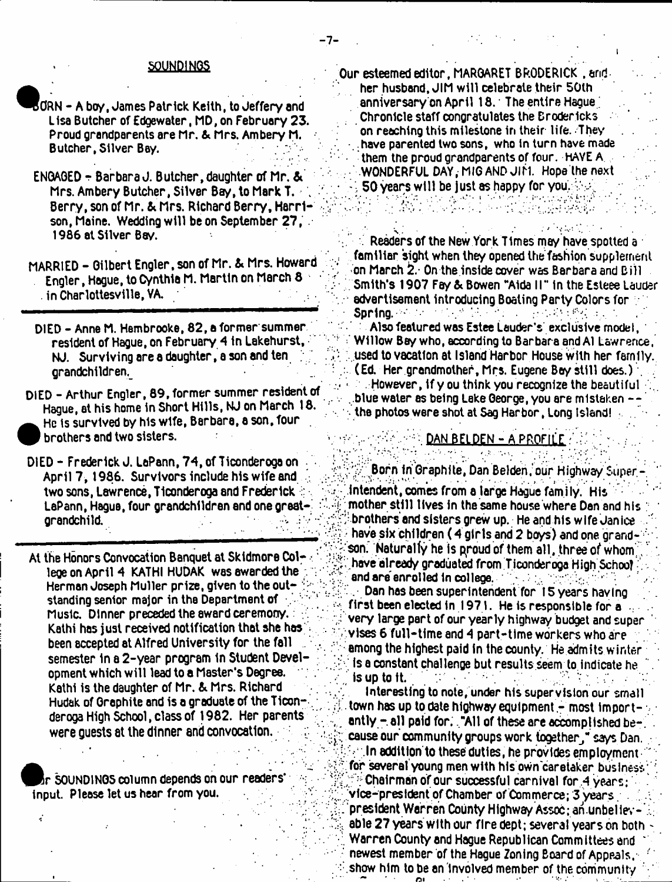## SOUNDINGS

BORN - A boy, James Patrick Keith, to Jeffery and Lisa Butcher of Edgewater, MD, on February 23. Proud grandparents are Mr. & Mrs. Ambery M. Butcher, Silver Bay.

ENGAGED - Barbara J. Butcher, daughter of Mr. & Mrs. Ambery Butcher, Silver Bay, to Mark T. Berry, son of Mr. & Mrs. Richard Berry, Harrison, Maine. Wedding will be on September 27, 1986 at Silver Bay.

MARRIED - Gilbert Engler, son of Mr. & Mrs. Howard Engler, Hague, to Cynthia M. Martin on March 8 in Charlottesville, VA.

---

DIED - Anne M. Hambrooke, 82, a former summer resident of Hague, on February 4 in Lakehurst, NJ. Surviving are a daughter, a son and ten grandchildren.

DIED - Arthur Engler, 89, former summer resident of Hague, at his home in Short Hills, NJ on March 18. He is survived by his wife, Barbara, a son, four brothers and two sisters.

DIED - Frederick J. LaPann, 74, of Ticonderoga on April 7, 1986. Survivors include his wife and two sons, Lawrence, Ticonderoga and Frederick LaPann, Hague, four grandchildren and one great-grandchild.

---

At the Honors Convocation Banquet at Skidmore College on April 4 KATHI HUDAK was awarded the Herman Joseph Muller prize, given to the outstanding senior major in the Department of Music. Dinner preceded the award ceremony. Kathi has just received notification that she has been accepted at Alfred University for the fall semester in a 2-year program in Student Development which will lead to a Master's Degree. Kathi is the daughter of Mr. & Mrs. Richard Hudak of Graphite and is a graduate of the Ticonderoga High School, class of 1982. Her parents were guests at the dinner and convocation.

Our SOUNDINGS column depends on our readers' input. Please let us hear from you.

Our esteemed editor, MARGARET BRODERICK, and her husband, JIM will celebrate their 50th anniversary on April 18. The entire Hague Chronicle staff congratulates the Brodericks on reaching this milestone in their life. They have parented two sons, who in turn have made them the proud grandparents of four. HAVE A WONDERFUL DAY, MIG AND JIM. Hope the next 50 years will be just as happy for you.

Readers of the New York Times may have spotted a familiar sight when they opened the fashion supplement on March 2. On the inside cover was Barbara and Bill Smith's 1907 Fay & Bowen "Aida II" in the Esteee Lauder advertisement introducing Boating Party Colors for Spring.

Also featured was Estee Lauder's exclusive model, Willow Bay who, according to Barbara and Al Lawrence, used to vacation at Island Harbor House with her family. (Ed. Her grandmother, Mrs. Eugene Bay still does.)

However, if you think you recognize the beautiful blue water as being Lake George, you are mistaken -- the photos were shot at Sag Harbor, Long Island!

## DAN BELDEN - A PROFILE

Born in Graphite, Dan Belden, our Highway Superintendent, comes from a large Hague family. His mother still lives in the same house where Dan and his brothers and sisters grew up. He and his wife Janice have six children (4 girls and 2 boys) and one grandson. Naturally he is proud of them all, three of whom have already graduated from Ticonderoga High School and are enrolled in college.

Dan has been superintendent for 15 years having first been elected in 1971. He is responsible for a very large part of our yearly highway budget and supervises 6 full-time and 4 part-time workers who are among the highest paid in the county. He admits winter is a constant challenge but results seem to indicate he is up to it.

Interesting to note, under his supervision our small town has up to date highway equipment - most importantly - all paid for. "All of these are accomplished because our community groups work together," says Dan.

In addition to these duties, he provides employment for several young men with his own caretaker business.

Chairman of our successful carnival for 4 years; vice-president of Chamber of Commerce; 3 years president Warren County Highway Assoc; an unbelievable 27 years with our fire dept; several years on both Warren County and Hague Republican Committees and newest member of the Hague Zoning Board of Appeals, show him to be an involved member of the community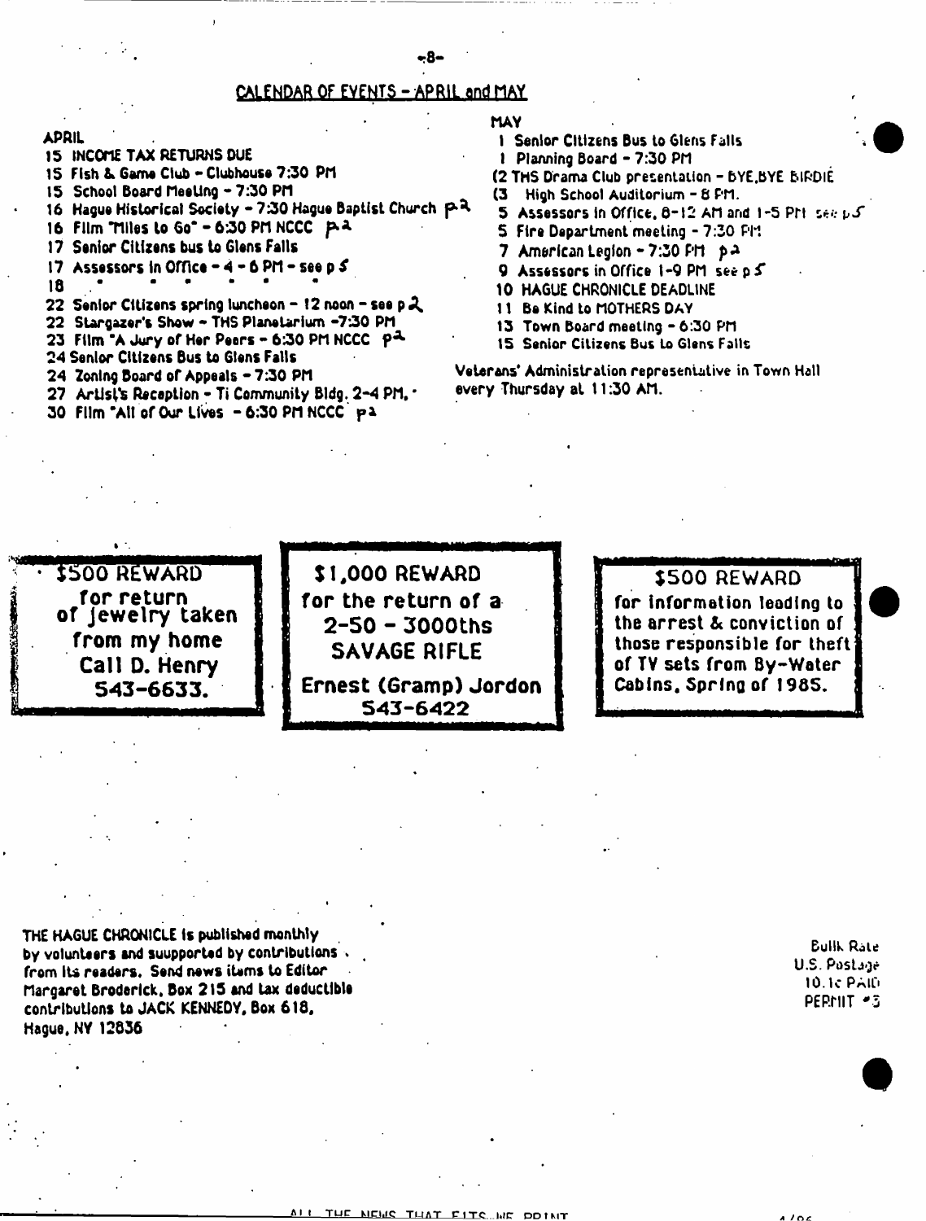## CALENDAR OF EVENTS - APRIL and MAY

**APRIL**

15 INCOME TAX RETURNS DUE
15 Fish & Game Club - Clubhouse 7:30 PM
15 School Board Meeting - 7:30 PM
16 Hague Historical Society - 7:30 Hague Baptist Church p2
16 Film "Miles to Go" - 6:30 PM NCCC p2
17 Senior Citizens bus to Glens Falls
17 Assessors in Office - 4 - 6 PM - see p 5
18 " " " " " "
22 Senior Citizens spring luncheon - 12 noon - see p 2
22 Stargazer's Show - THS Planetarium - 7:30 PM
23 Film "A Jury of Her Peers - 6:30 PM NCCC p2
24 Senior Citizens Bus to Glens Falls
24 Zoning Board of Appeals - 7:30 PM
27 Artist's Reception - Ti Community Bldg. 2-4 PM,
30 Film "All of Our Lives - 6:30 PM NCCC p2

**MAY**

1 Senior Citizens Bus to Glens Falls
1 Planning Board - 7:30 PM
(2 THS Drama Club presentation - BYE,BYE BIRDIE
(3 High School Auditorium - 8 PM.
5 Assessors in Office, 8-12 AM and 1-5 PM see p 5
5 Fire Department meeting - 7:30 PM
7 American Legion - 7:30 PM p2
9 Assessors in Office 1-9 PM see p 5
10 HAGUE CHRONICLE DEADLINE
11 Be Kind to MOTHERS DAY
13 Town Board meeting - 6:30 PM
15 Senior Citizens Bus to Glens Falls

Veterans' Administration representative in Town Hall every Thursday at 11:30 AM.

**$500 REWARD**
for return of jewelry taken from my home
Call D. Henry
543-6633.

**$1,000 REWARD**
for the return of a 2-50 - 3000ths SAVAGE RIFLE
Ernest (Gramp) Jordon
543-6422

**$500 REWARD**
for information leading to the arrest & conviction of those responsible for theft of TV sets from By-Water Cabins, Spring of 1985.

THE HAGUE CHRONICLE is published monthly by volunteers and suupported by contributions from its readers. Send news items to Editor Margaret Broderick, Box 215 and tax deductible contributions to JACK KENNEDY, Box 618, Hague, NY 12836

Bulk Rate
U.S. Postage
10.1¢ PAID
PERMIT #3

ALL THE NEWS THAT FITS WE PRINT